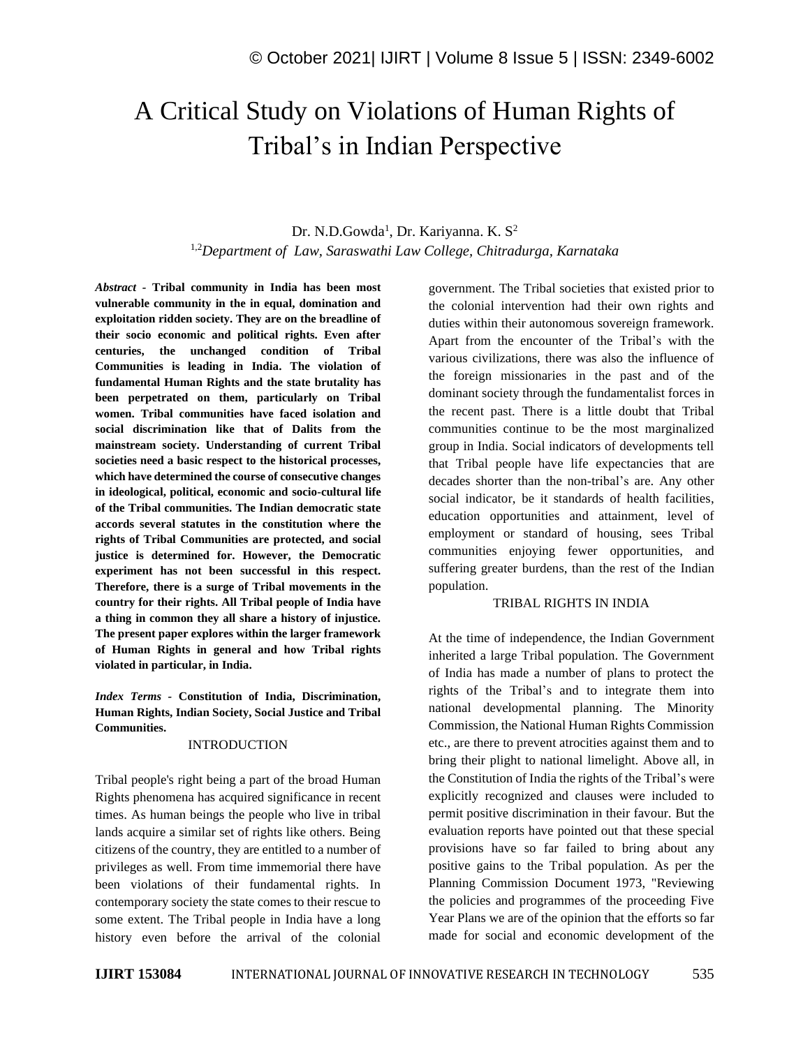# A Critical Study on Violations of Human Rights of Tribal's in Indian Perspective

Dr. N.D.Gowda[1], Dr. Kariyanna. K. S[2]

[1,2]*Department of Law, Saraswathi Law College, Chitradurga, Karnataka*

***Abstract*** - **Tribal community in India has been most vulnerable community in the in equal, domination and exploitation ridden society. They are on the breadline of their socio economic and political rights. Even after centuries, the unchanged condition of Tribal Communities is leading in India. The violation of fundamental Human Rights and the state brutality has been perpetrated on them, particularly on Tribal women. Tribal communities have faced isolation and social discrimination like that of Dalits from the mainstream society. Understanding of current Tribal societies need a basic respect to the historical processes, which have determined the course of consecutive changes in ideological, political, economic and socio-cultural life of the Tribal communities. The Indian democratic state accords several statutes in the constitution where the rights of Tribal Communities are protected, and social justice is determined for. However, the Democratic experiment has not been successful in this respect. Therefore, there is a surge of Tribal movements in the country for their rights. All Tribal people of India have a thing in common they all share a history of injustice. The present paper explores within the larger framework of Human Rights in general and how Tribal rights violated in particular, in India.**

***Index Terms*** - **Constitution of India, Discrimination, Human Rights, Indian Society, Social Justice and Tribal Communities.**

## INTRODUCTION

Tribal people's right being a part of the broad Human Rights phenomena has acquired significance in recent times. As human beings the people who live in tribal lands acquire a similar set of rights like others. Being citizens of the country, they are entitled to a number of privileges as well. From time immemorial there have been violations of their fundamental rights. In contemporary society the state comes to their rescue to some extent. The Tribal people in India have a long history even before the arrival of the colonial government. The Tribal societies that existed prior to the colonial intervention had their own rights and duties within their autonomous sovereign framework. Apart from the encounter of the Tribal's with the various civilizations, there was also the influence of the foreign missionaries in the past and of the dominant society through the fundamentalist forces in the recent past. There is a little doubt that Tribal communities continue to be the most marginalized group in India. Social indicators of developments tell that Tribal people have life expectancies that are decades shorter than the non-tribal's are. Any other social indicator, be it standards of health facilities, education opportunities and attainment, level of employment or standard of housing, sees Tribal communities enjoying fewer opportunities, and suffering greater burdens, than the rest of the Indian population.

## TRIBAL RIGHTS IN INDIA

At the time of independence, the Indian Government inherited a large Tribal population. The Government of India has made a number of plans to protect the rights of the Tribal's and to integrate them into national developmental planning. The Minority Commission, the National Human Rights Commission etc., are there to prevent atrocities against them and to bring their plight to national limelight. Above all, in the Constitution of India the rights of the Tribal's were explicitly recognized and clauses were included to permit positive discrimination in their favour. But the evaluation reports have pointed out that these special provisions have so far failed to bring about any positive gains to the Tribal population. As per the Planning Commission Document 1973, "Reviewing the policies and programmes of the proceeding Five Year Plans we are of the opinion that the efforts so far made for social and economic development of the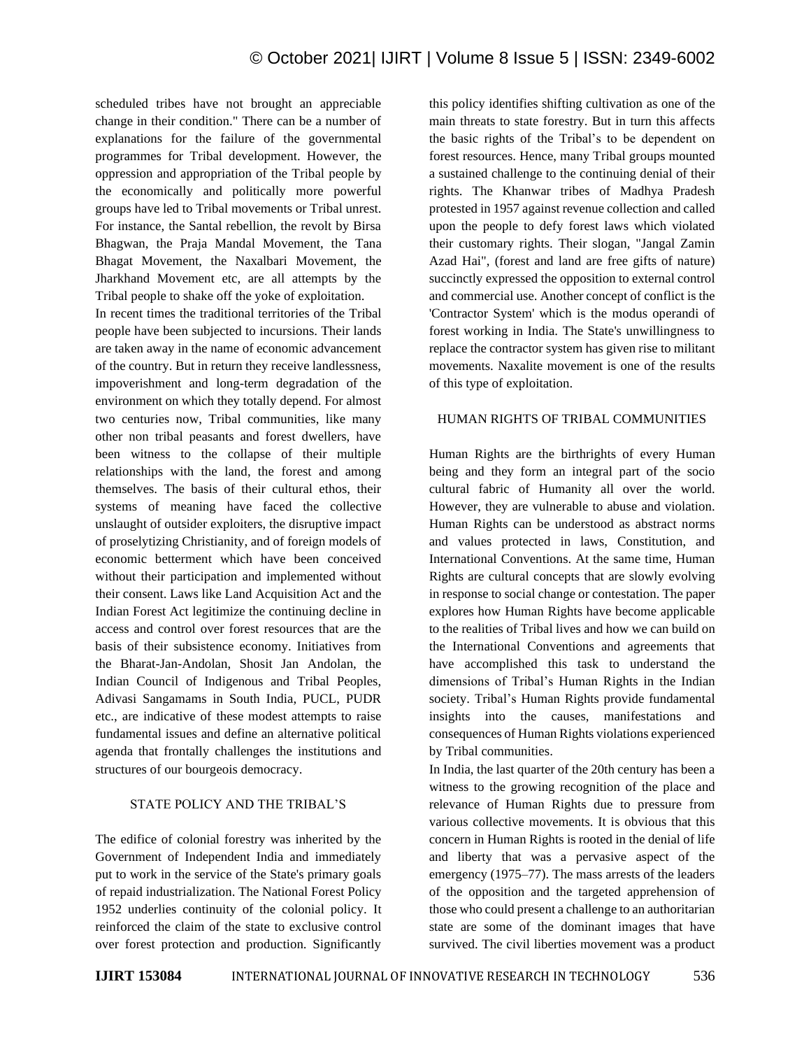scheduled tribes have not brought an appreciable change in their condition." There can be a number of explanations for the failure of the governmental programmes for Tribal development. However, the oppression and appropriation of the Tribal people by the economically and politically more powerful groups have led to Tribal movements or Tribal unrest. For instance, the Santal rebellion, the revolt by Birsa Bhagwan, the Praja Mandal Movement, the Tana Bhagat Movement, the Naxalbari Movement, the Jharkhand Movement etc, are all attempts by the Tribal people to shake off the yoke of exploitation.

In recent times the traditional territories of the Tribal people have been subjected to incursions. Their lands are taken away in the name of economic advancement of the country. But in return they receive landlessness, impoverishment and long-term degradation of the environment on which they totally depend. For almost two centuries now, Tribal communities, like many other non tribal peasants and forest dwellers, have been witness to the collapse of their multiple relationships with the land, the forest and among themselves. The basis of their cultural ethos, their systems of meaning have faced the collective unslaught of outsider exploiters, the disruptive impact of proselytizing Christianity, and of foreign models of economic betterment which have been conceived without their participation and implemented without their consent. Laws like Land Acquisition Act and the Indian Forest Act legitimize the continuing decline in access and control over forest resources that are the basis of their subsistence economy. Initiatives from the Bharat-Jan-Andolan, Shosit Jan Andolan, the Indian Council of Indigenous and Tribal Peoples, Adivasi Sangamams in South India, PUCL, PUDR etc., are indicative of these modest attempts to raise fundamental issues and define an alternative political agenda that frontally challenges the institutions and structures of our bourgeois democracy.

## STATE POLICY AND THE TRIBAL'S

The edifice of colonial forestry was inherited by the Government of Independent India and immediately put to work in the service of the State's primary goals of repaid industrialization. The National Forest Policy 1952 underlies continuity of the colonial policy. It reinforced the claim of the state to exclusive control over forest protection and production. Significantly this policy identifies shifting cultivation as one of the main threats to state forestry. But in turn this affects the basic rights of the Tribal's to be dependent on forest resources. Hence, many Tribal groups mounted a sustained challenge to the continuing denial of their rights. The Khanwar tribes of Madhya Pradesh protested in 1957 against revenue collection and called upon the people to defy forest laws which violated their customary rights. Their slogan, "Jangal Zamin Azad Hai", (forest and land are free gifts of nature) succinctly expressed the opposition to external control and commercial use. Another concept of conflict is the 'Contractor System' which is the modus operandi of forest working in India. The State's unwillingness to replace the contractor system has given rise to militant movements. Naxalite movement is one of the results of this type of exploitation.

## HUMAN RIGHTS OF TRIBAL COMMUNITIES

Human Rights are the birthrights of every Human being and they form an integral part of the socio cultural fabric of Humanity all over the world. However, they are vulnerable to abuse and violation. Human Rights can be understood as abstract norms and values protected in laws, Constitution, and International Conventions. At the same time, Human Rights are cultural concepts that are slowly evolving in response to social change or contestation. The paper explores how Human Rights have become applicable to the realities of Tribal lives and how we can build on the International Conventions and agreements that have accomplished this task to understand the dimensions of Tribal's Human Rights in the Indian society. Tribal's Human Rights provide fundamental insights into the causes, manifestations and consequences of Human Rights violations experienced by Tribal communities.

In India, the last quarter of the 20th century has been a witness to the growing recognition of the place and relevance of Human Rights due to pressure from various collective movements. It is obvious that this concern in Human Rights is rooted in the denial of life and liberty that was a pervasive aspect of the emergency (1975–77). The mass arrests of the leaders of the opposition and the targeted apprehension of those who could present a challenge to an authoritarian state are some of the dominant images that have survived. The civil liberties movement was a product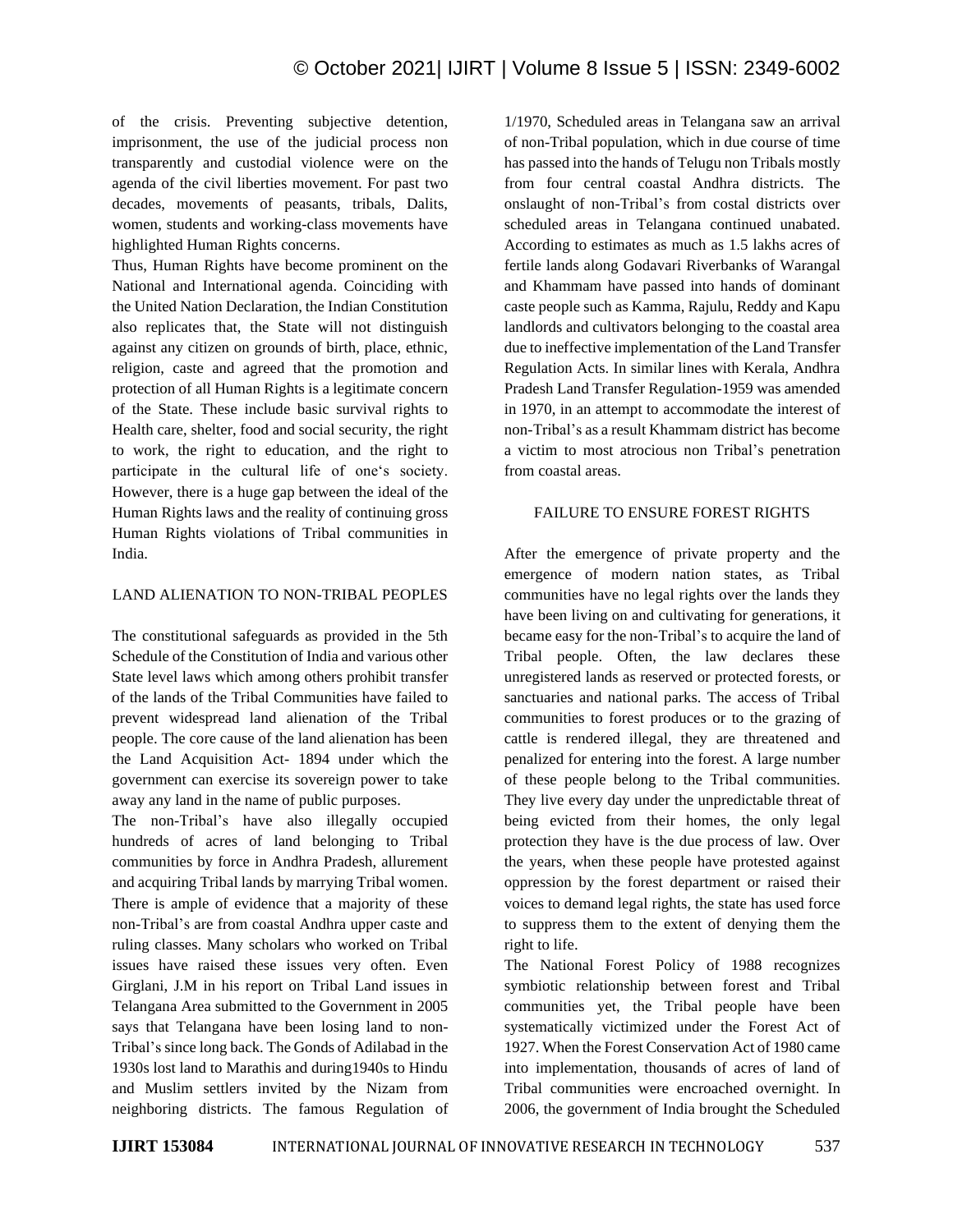of the crisis. Preventing subjective detention, imprisonment, the use of the judicial process non transparently and custodial violence were on the agenda of the civil liberties movement. For past two decades, movements of peasants, tribals, Dalits, women, students and working-class movements have highlighted Human Rights concerns.

Thus, Human Rights have become prominent on the National and International agenda. Coinciding with the United Nation Declaration, the Indian Constitution also replicates that, the State will not distinguish against any citizen on grounds of birth, place, ethnic, religion, caste and agreed that the promotion and protection of all Human Rights is a legitimate concern of the State. These include basic survival rights to Health care, shelter, food and social security, the right to work, the right to education, and the right to participate in the cultural life of one's society. However, there is a huge gap between the ideal of the Human Rights laws and the reality of continuing gross Human Rights violations of Tribal communities in India.

## LAND ALIENATION TO NON-TRIBAL PEOPLES

The constitutional safeguards as provided in the 5th Schedule of the Constitution of India and various other State level laws which among others prohibit transfer of the lands of the Tribal Communities have failed to prevent widespread land alienation of the Tribal people. The core cause of the land alienation has been the Land Acquisition Act- 1894 under which the government can exercise its sovereign power to take away any land in the name of public purposes.

The non-Tribal's have also illegally occupied hundreds of acres of land belonging to Tribal communities by force in Andhra Pradesh, allurement and acquiring Tribal lands by marrying Tribal women. There is ample of evidence that a majority of these non-Tribal's are from coastal Andhra upper caste and ruling classes. Many scholars who worked on Tribal issues have raised these issues very often. Even Girglani, J.M in his report on Tribal Land issues in Telangana Area submitted to the Government in 2005 says that Telangana have been losing land to non-Tribal's since long back. The Gonds of Adilabad in the 1930s lost land to Marathis and during1940s to Hindu and Muslim settlers invited by the Nizam from neighboring districts. The famous Regulation of 1/1970, Scheduled areas in Telangana saw an arrival of non-Tribal population, which in due course of time has passed into the hands of Telugu non Tribals mostly from four central coastal Andhra districts. The onslaught of non-Tribal's from costal districts over scheduled areas in Telangana continued unabated. According to estimates as much as 1.5 lakhs acres of fertile lands along Godavari Riverbanks of Warangal and Khammam have passed into hands of dominant caste people such as Kamma, Rajulu, Reddy and Kapu landlords and cultivators belonging to the coastal area due to ineffective implementation of the Land Transfer Regulation Acts. In similar lines with Kerala, Andhra Pradesh Land Transfer Regulation-1959 was amended in 1970, in an attempt to accommodate the interest of non-Tribal's as a result Khammam district has become a victim to most atrocious non Tribal's penetration from coastal areas.

## FAILURE TO ENSURE FOREST RIGHTS

After the emergence of private property and the emergence of modern nation states, as Tribal communities have no legal rights over the lands they have been living on and cultivating for generations, it became easy for the non-Tribal's to acquire the land of Tribal people. Often, the law declares these unregistered lands as reserved or protected forests, or sanctuaries and national parks. The access of Tribal communities to forest produces or to the grazing of cattle is rendered illegal, they are threatened and penalized for entering into the forest. A large number of these people belong to the Tribal communities. They live every day under the unpredictable threat of being evicted from their homes, the only legal protection they have is the due process of law. Over the years, when these people have protested against oppression by the forest department or raised their voices to demand legal rights, the state has used force to suppress them to the extent of denying them the right to life.

The National Forest Policy of 1988 recognizes symbiotic relationship between forest and Tribal communities yet, the Tribal people have been systematically victimized under the Forest Act of 1927. When the Forest Conservation Act of 1980 came into implementation, thousands of acres of land of Tribal communities were encroached overnight. In 2006, the government of India brought the Scheduled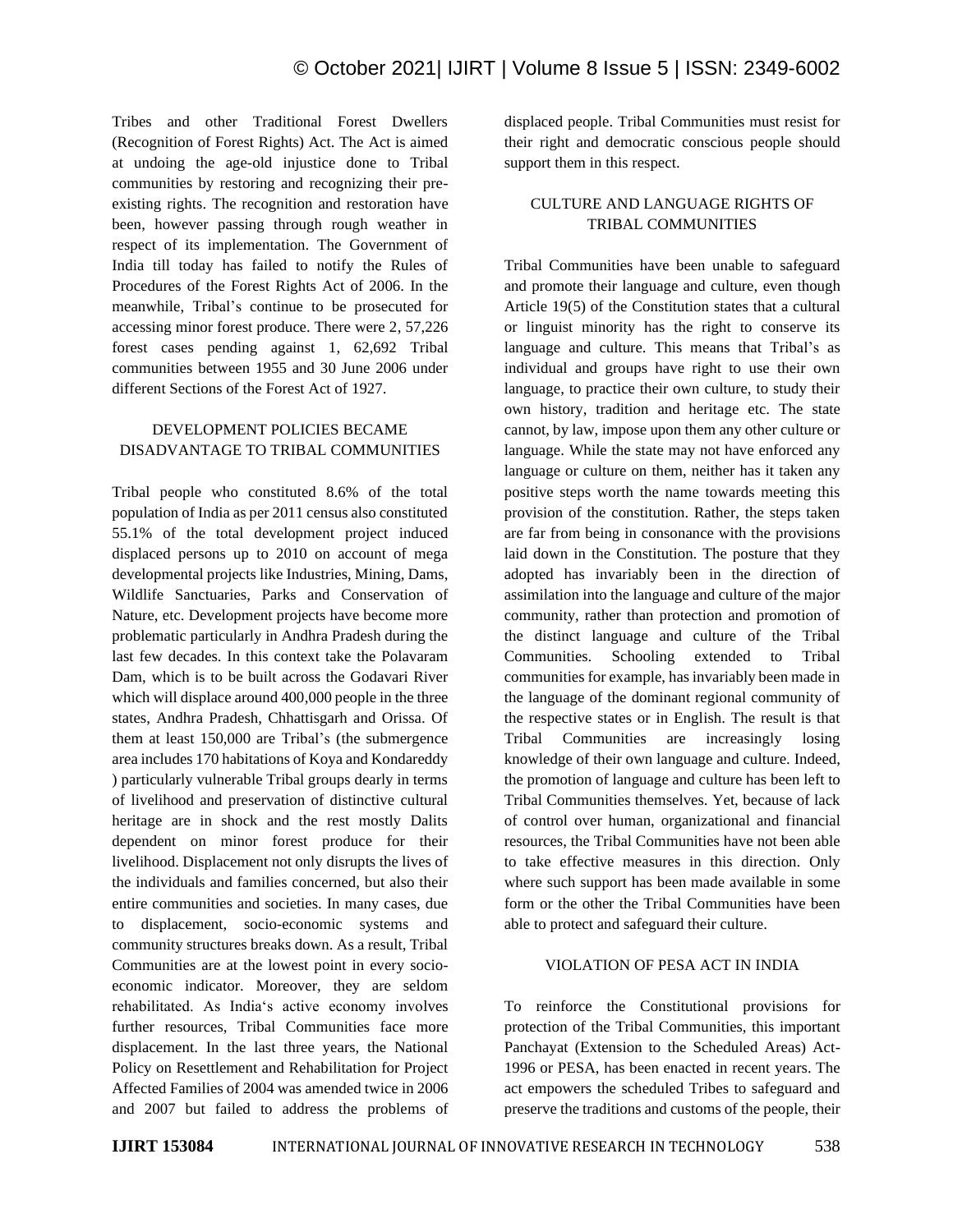Tribes and other Traditional Forest Dwellers (Recognition of Forest Rights) Act. The Act is aimed at undoing the age-old injustice done to Tribal communities by restoring and recognizing their pre-existing rights. The recognition and restoration have been, however passing through rough weather in respect of its implementation. The Government of India till today has failed to notify the Rules of Procedures of the Forest Rights Act of 2006. In the meanwhile, Tribal's continue to be prosecuted for accessing minor forest produce. There were 2, 57,226 forest cases pending against 1, 62,692 Tribal communities between 1955 and 30 June 2006 under different Sections of the Forest Act of 1927.

## DEVELOPMENT POLICIES BECAME DISADVANTAGE TO TRIBAL COMMUNITIES

Tribal people who constituted 8.6% of the total population of India as per 2011 census also constituted 55.1% of the total development project induced displaced persons up to 2010 on account of mega developmental projects like Industries, Mining, Dams, Wildlife Sanctuaries, Parks and Conservation of Nature, etc. Development projects have become more problematic particularly in Andhra Pradesh during the last few decades. In this context take the Polavaram Dam, which is to be built across the Godavari River which will displace around 400,000 people in the three states, Andhra Pradesh, Chhattisgarh and Orissa. Of them at least 150,000 are Tribal's (the submergence area includes 170 habitations of Koya and Kondareddy ) particularly vulnerable Tribal groups dearly in terms of livelihood and preservation of distinctive cultural heritage are in shock and the rest mostly Dalits dependent on minor forest produce for their livelihood. Displacement not only disrupts the lives of the individuals and families concerned, but also their entire communities and societies. In many cases, due to displacement, socio-economic systems and community structures breaks down. As a result, Tribal Communities are at the lowest point in every socio-economic indicator. Moreover, they are seldom rehabilitated. As India's active economy involves further resources, Tribal Communities face more displacement. In the last three years, the National Policy on Resettlement and Rehabilitation for Project Affected Families of 2004 was amended twice in 2006 and 2007 but failed to address the problems of displaced people. Tribal Communities must resist for their right and democratic conscious people should support them in this respect.

## CULTURE AND LANGUAGE RIGHTS OF TRIBAL COMMUNITIES

Tribal Communities have been unable to safeguard and promote their language and culture, even though Article 19(5) of the Constitution states that a cultural or linguist minority has the right to conserve its language and culture. This means that Tribal's as individual and groups have right to use their own language, to practice their own culture, to study their own history, tradition and heritage etc. The state cannot, by law, impose upon them any other culture or language. While the state may not have enforced any language or culture on them, neither has it taken any positive steps worth the name towards meeting this provision of the constitution. Rather, the steps taken are far from being in consonance with the provisions laid down in the Constitution. The posture that they adopted has invariably been in the direction of assimilation into the language and culture of the major community, rather than protection and promotion of the distinct language and culture of the Tribal Communities. Schooling extended to Tribal communities for example, has invariably been made in the language of the dominant regional community of the respective states or in English. The result is that Tribal Communities are increasingly losing knowledge of their own language and culture. Indeed, the promotion of language and culture has been left to Tribal Communities themselves. Yet, because of lack of control over human, organizational and financial resources, the Tribal Communities have not been able to take effective measures in this direction. Only where such support has been made available in some form or the other the Tribal Communities have been able to protect and safeguard their culture.

## VIOLATION OF PESA ACT IN INDIA

To reinforce the Constitutional provisions for protection of the Tribal Communities, this important Panchayat (Extension to the Scheduled Areas) Act-1996 or PESA, has been enacted in recent years. The act empowers the scheduled Tribes to safeguard and preserve the traditions and customs of the people, their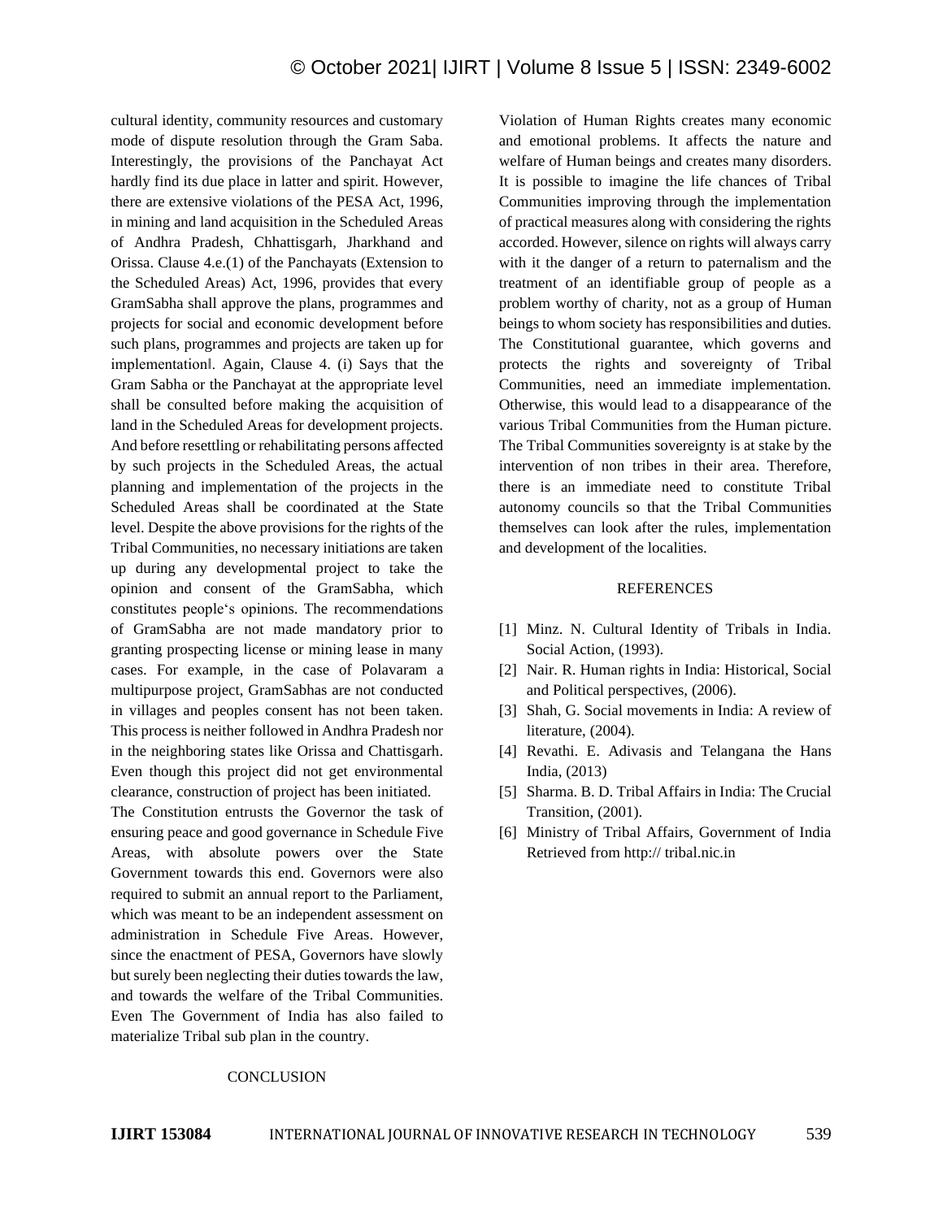cultural identity, community resources and customary mode of dispute resolution through the Gram Saba. Interestingly, the provisions of the Panchayat Act hardly find its due place in latter and spirit. However, there are extensive violations of the PESA Act, 1996, in mining and land acquisition in the Scheduled Areas of Andhra Pradesh, Chhattisgarh, Jharkhand and Orissa. Clause 4.e.(1) of the Panchayats (Extension to the Scheduled Areas) Act, 1996, provides that every GramSabha shall approve the plans, programmes and projects for social and economic development before such plans, programmes and projects are taken up for implementation‖. Again, Clause 4. (i) Says that the Gram Sabha or the Panchayat at the appropriate level shall be consulted before making the acquisition of land in the Scheduled Areas for development projects. And before resettling or rehabilitating persons affected by such projects in the Scheduled Areas, the actual planning and implementation of the projects in the Scheduled Areas shall be coordinated at the State level. Despite the above provisions for the rights of the Tribal Communities, no necessary initiations are taken up during any developmental project to take the opinion and consent of the GramSabha, which constitutes people‘s opinions. The recommendations of GramSabha are not made mandatory prior to granting prospecting license or mining lease in many cases. For example, in the case of Polavaram a multipurpose project, GramSabhas are not conducted in villages and peoples consent has not been taken. This process is neither followed in Andhra Pradesh nor in the neighboring states like Orissa and Chattisgarh. Even though this project did not get environmental clearance, construction of project has been initiated.

The Constitution entrusts the Governor the task of ensuring peace and good governance in Schedule Five Areas, with absolute powers over the State Government towards this end. Governors were also required to submit an annual report to the Parliament, which was meant to be an independent assessment on administration in Schedule Five Areas. However, since the enactment of PESA, Governors have slowly but surely been neglecting their duties towards the law, and towards the welfare of the Tribal Communities. Even The Government of India has also failed to materialize Tribal sub plan in the country.

## CONCLUSION

Violation of Human Rights creates many economic and emotional problems. It affects the nature and welfare of Human beings and creates many disorders. It is possible to imagine the life chances of Tribal Communities improving through the implementation of practical measures along with considering the rights accorded. However, silence on rights will always carry with it the danger of a return to paternalism and the treatment of an identifiable group of people as a problem worthy of charity, not as a group of Human beings to whom society has responsibilities and duties. The Constitutional guarantee, which governs and protects the rights and sovereignty of Tribal Communities, need an immediate implementation. Otherwise, this would lead to a disappearance of the various Tribal Communities from the Human picture. The Tribal Communities sovereignty is at stake by the intervention of non tribes in their area. Therefore, there is an immediate need to constitute Tribal autonomy councils so that the Tribal Communities themselves can look after the rules, implementation and development of the localities.

## REFERENCES

[1] Minz. N. Cultural Identity of Tribals in India. Social Action, (1993).

[2] Nair. R. Human rights in India: Historical, Social and Political perspectives, (2006).

[3] Shah, G. Social movements in India: A review of literature, (2004).

[4] Revathi. E. Adivasis and Telangana the Hans India, (2013)

[5] Sharma. B. D. Tribal Affairs in India: The Crucial Transition, (2001).

[6] Ministry of Tribal Affairs, Government of India Retrieved from http:// tribal.nic.in